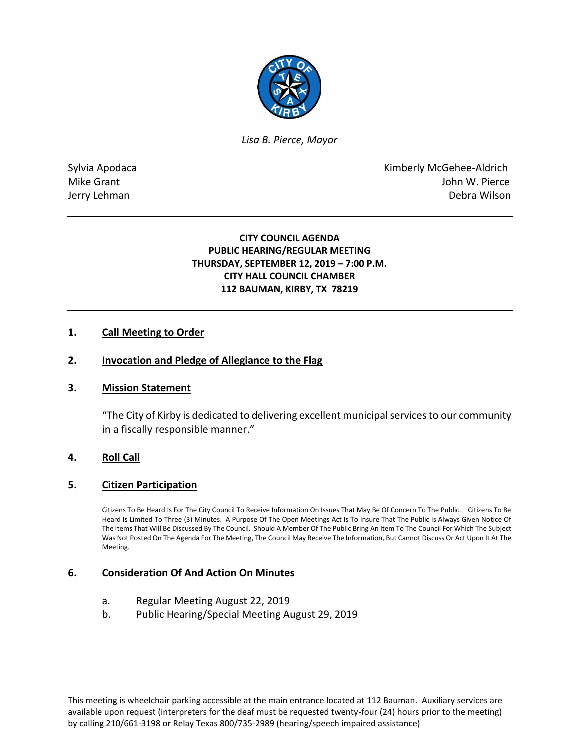*Lisa B. Pierce, Mayor*

Sylvia Apodaca
Mike Grant
Jerry Lehman
Kimberly McGehee-Aldrich
John W. Pierce
Debra Wilson

---

**CITY COUNCIL AGENDA**
**PUBLIC HEARING/REGULAR MEETING**
**THURSDAY, SEPTEMBER 12, 2019 – 7:00 P.M.**
**CITY HALL COUNCIL CHAMBER**
**112 BAUMAN, KIRBY, TX 78219**

---

## 1. Call Meeting to Order

## 2. Invocation and Pledge of Allegiance to the Flag

## 3. Mission Statement

"The City of Kirby is dedicated to delivering excellent municipal services to our community in a fiscally responsible manner."

## 4. Roll Call

## 5. Citizen Participation

Citizens To Be Heard Is For The City Council To Receive Information On Issues That May Be Of Concern To The Public. Citizens To Be Heard Is Limited To Three (3) Minutes. A Purpose Of The Open Meetings Act Is To Insure That The Public Is Always Given Notice Of The Items That Will Be Discussed By The Council. Should A Member Of The Public Bring An Item To The Council For Which The Subject Was Not Posted On The Agenda For The Meeting, The Council May Receive The Information, But Cannot Discuss Or Act Upon It At The Meeting.

## 6. Consideration Of And Action On Minutes

a. Regular Meeting August 22, 2019
b. Public Hearing/Special Meeting August 29, 2019

This meeting is wheelchair parking accessible at the main entrance located at 112 Bauman. Auxiliary services are available upon request (interpreters for the deaf must be requested twenty-four (24) hours prior to the meeting) by calling 210/661-3198 or Relay Texas 800/735-2989 (hearing/speech impaired assistance)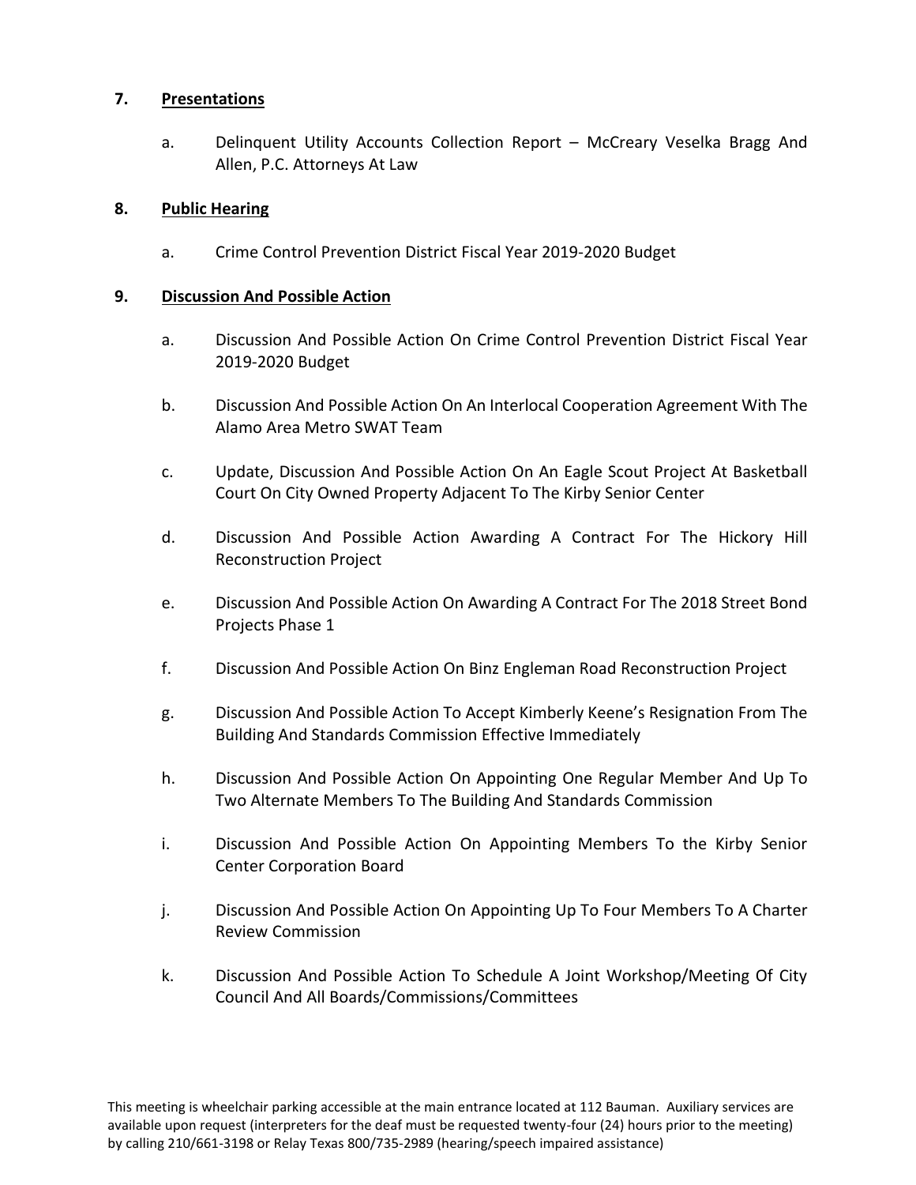## 7. Presentations

a. Delinquent Utility Accounts Collection Report – McCreary Veselka Bragg And Allen, P.C. Attorneys At Law

## 8. Public Hearing

a. Crime Control Prevention District Fiscal Year 2019-2020 Budget

## 9. Discussion And Possible Action

a. Discussion And Possible Action On Crime Control Prevention District Fiscal Year 2019-2020 Budget

b. Discussion And Possible Action On An Interlocal Cooperation Agreement With The Alamo Area Metro SWAT Team

c. Update, Discussion And Possible Action On An Eagle Scout Project At Basketball Court On City Owned Property Adjacent To The Kirby Senior Center

d. Discussion And Possible Action Awarding A Contract For The Hickory Hill Reconstruction Project

e. Discussion And Possible Action On Awarding A Contract For The 2018 Street Bond Projects Phase 1

f. Discussion And Possible Action On Binz Engleman Road Reconstruction Project

g. Discussion And Possible Action To Accept Kimberly Keene's Resignation From The Building And Standards Commission Effective Immediately

h. Discussion And Possible Action On Appointing One Regular Member And Up To Two Alternate Members To The Building And Standards Commission

i. Discussion And Possible Action On Appointing Members To the Kirby Senior Center Corporation Board

j. Discussion And Possible Action On Appointing Up To Four Members To A Charter Review Commission

k. Discussion And Possible Action To Schedule A Joint Workshop/Meeting Of City Council And All Boards/Commissions/Committees

This meeting is wheelchair parking accessible at the main entrance located at 112 Bauman. Auxiliary services are available upon request (interpreters for the deaf must be requested twenty-four (24) hours prior to the meeting) by calling 210/661-3198 or Relay Texas 800/735-2989 (hearing/speech impaired assistance)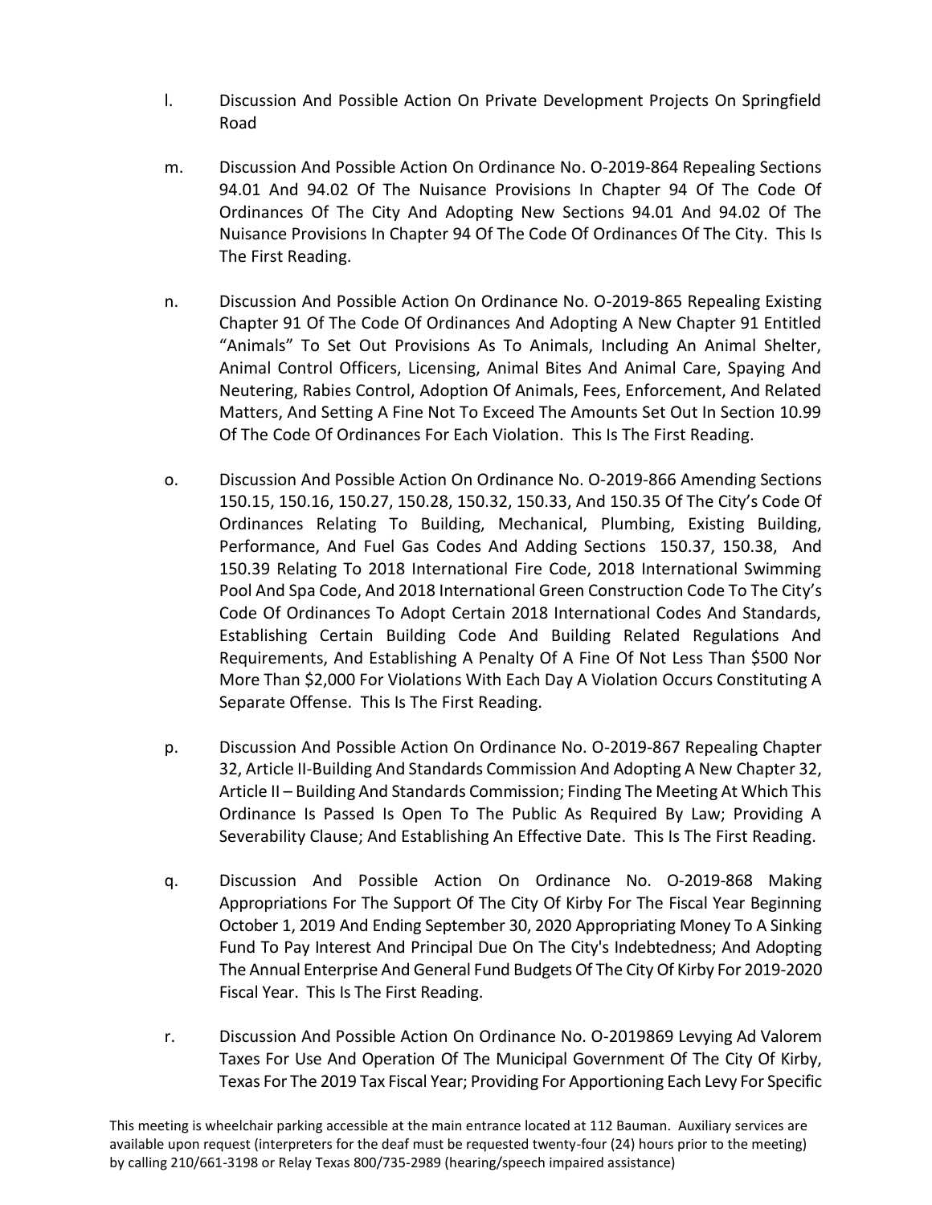l. Discussion And Possible Action On Private Development Projects On Springfield Road

m. Discussion And Possible Action On Ordinance No. O-2019-864 Repealing Sections 94.01 And 94.02 Of The Nuisance Provisions In Chapter 94 Of The Code Of Ordinances Of The City And Adopting New Sections 94.01 And 94.02 Of The Nuisance Provisions In Chapter 94 Of The Code Of Ordinances Of The City. This Is The First Reading.

n. Discussion And Possible Action On Ordinance No. O-2019-865 Repealing Existing Chapter 91 Of The Code Of Ordinances And Adopting A New Chapter 91 Entitled "Animals" To Set Out Provisions As To Animals, Including An Animal Shelter, Animal Control Officers, Licensing, Animal Bites And Animal Care, Spaying And Neutering, Rabies Control, Adoption Of Animals, Fees, Enforcement, And Related Matters, And Setting A Fine Not To Exceed The Amounts Set Out In Section 10.99 Of The Code Of Ordinances For Each Violation. This Is The First Reading.

o. Discussion And Possible Action On Ordinance No. O-2019-866 Amending Sections 150.15, 150.16, 150.27, 150.28, 150.32, 150.33, And 150.35 Of The City's Code Of Ordinances Relating To Building, Mechanical, Plumbing, Existing Building, Performance, And Fuel Gas Codes And Adding Sections 150.37, 150.38, And 150.39 Relating To 2018 International Fire Code, 2018 International Swimming Pool And Spa Code, And 2018 International Green Construction Code To The City's Code Of Ordinances To Adopt Certain 2018 International Codes And Standards, Establishing Certain Building Code And Building Related Regulations And Requirements, And Establishing A Penalty Of A Fine Of Not Less Than $500 Nor More Than $2,000 For Violations With Each Day A Violation Occurs Constituting A Separate Offense. This Is The First Reading.

p. Discussion And Possible Action On Ordinance No. O-2019-867 Repealing Chapter 32, Article II-Building And Standards Commission And Adopting A New Chapter 32, Article II – Building And Standards Commission; Finding The Meeting At Which This Ordinance Is Passed Is Open To The Public As Required By Law; Providing A Severability Clause; And Establishing An Effective Date. This Is The First Reading.

q. Discussion And Possible Action On Ordinance No. O-2019-868 Making Appropriations For The Support Of The City Of Kirby For The Fiscal Year Beginning October 1, 2019 And Ending September 30, 2020 Appropriating Money To A Sinking Fund To Pay Interest And Principal Due On The City's Indebtedness; And Adopting The Annual Enterprise And General Fund Budgets Of The City Of Kirby For 2019-2020 Fiscal Year. This Is The First Reading.

r. Discussion And Possible Action On Ordinance No. O-2019869 Levying Ad Valorem Taxes For Use And Operation Of The Municipal Government Of The City Of Kirby, Texas For The 2019 Tax Fiscal Year; Providing For Apportioning Each Levy For Specific

This meeting is wheelchair parking accessible at the main entrance located at 112 Bauman. Auxiliary services are available upon request (interpreters for the deaf must be requested twenty-four (24) hours prior to the meeting) by calling 210/661-3198 or Relay Texas 800/735-2989 (hearing/speech impaired assistance)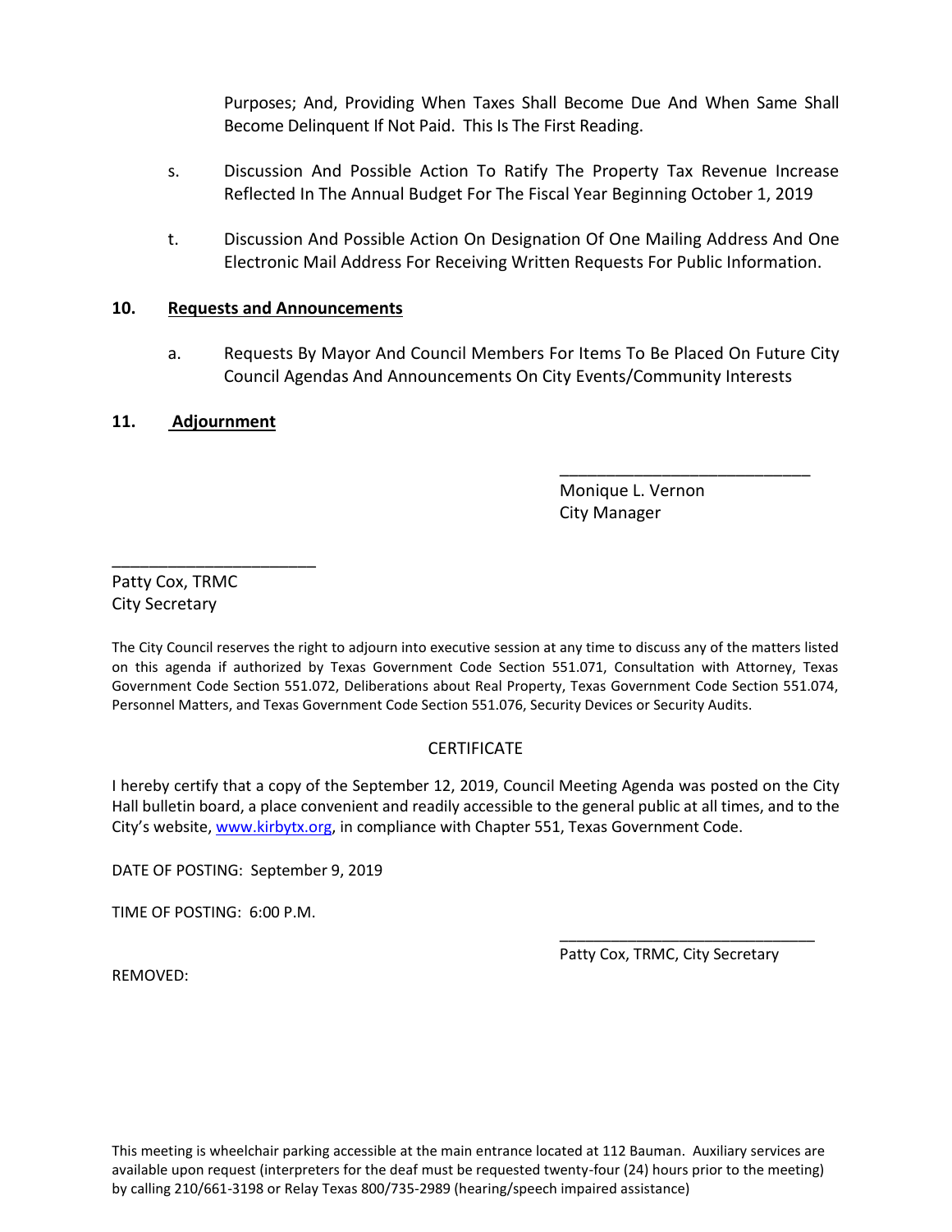Purposes; And, Providing When Taxes Shall Become Due And When Same Shall Become Delinquent If Not Paid. This Is The First Reading.

s. Discussion And Possible Action To Ratify The Property Tax Revenue Increase Reflected In The Annual Budget For The Fiscal Year Beginning October 1, 2019

t. Discussion And Possible Action On Designation Of One Mailing Address And One Electronic Mail Address For Receiving Written Requests For Public Information.

**10. Requests and Announcements**

a. Requests By Mayor And Council Members For Items To Be Placed On Future City Council Agendas And Announcements On City Events/Community Interests

**11. Adjournment**

\_\_\_\_\_\_\_\_\_\_\_\_\_\_\_\_\_\_\_\_\_\_\_\_\_\_\_\_
Monique L. Vernon
City Manager

\_\_\_\_\_\_\_\_\_\_\_\_\_\_\_\_\_\_\_\_\_\_\_\_
Patty Cox, TRMC
City Secretary

The City Council reserves the right to adjourn into executive session at any time to discuss any of the matters listed on this agenda if authorized by Texas Government Code Section 551.071, Consultation with Attorney, Texas Government Code Section 551.072, Deliberations about Real Property, Texas Government Code Section 551.074, Personnel Matters, and Texas Government Code Section 551.076, Security Devices or Security Audits.

CERTIFICATE

I hereby certify that a copy of the September 12, 2019, Council Meeting Agenda was posted on the City Hall bulletin board, a place convenient and readily accessible to the general public at all times, and to the City's website, www.kirbytx.org, in compliance with Chapter 551, Texas Government Code.

DATE OF POSTING: September 9, 2019

TIME OF POSTING: 6:00 P.M.

\_\_\_\_\_\_\_\_\_\_\_\_\_\_\_\_\_\_\_\_\_\_\_\_\_\_\_\_\_\_
Patty Cox, TRMC, City Secretary

REMOVED:

This meeting is wheelchair parking accessible at the main entrance located at 112 Bauman. Auxiliary services are available upon request (interpreters for the deaf must be requested twenty-four (24) hours prior to the meeting) by calling 210/661-3198 or Relay Texas 800/735-2989 (hearing/speech impaired assistance)